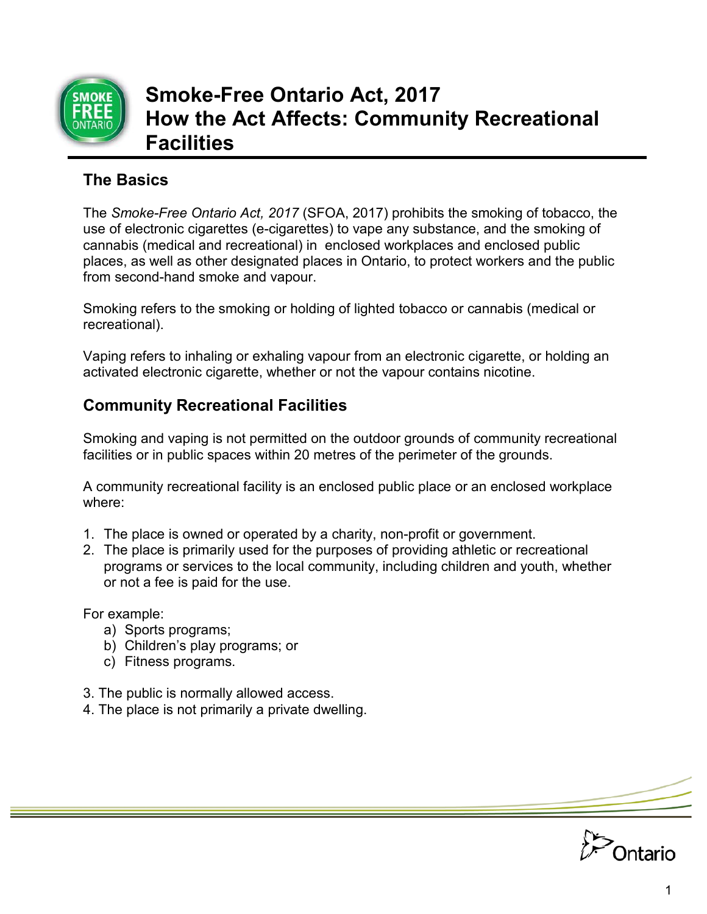# Smoke-Free Ontario Act, 2017
# How the Act Affects: Community Recreational Facilities

## The Basics

The *Smoke-Free Ontario Act, 2017* (SFOA, 2017) prohibits the smoking of tobacco, the use of electronic cigarettes (e-cigarettes) to vape any substance, and the smoking of cannabis (medical and recreational) in enclosed workplaces and enclosed public places, as well as other designated places in Ontario, to protect workers and the public from second-hand smoke and vapour.

Smoking refers to the smoking or holding of lighted tobacco or cannabis (medical or recreational).

Vaping refers to inhaling or exhaling vapour from an electronic cigarette, or holding an activated electronic cigarette, whether or not the vapour contains nicotine.

## Community Recreational Facilities

Smoking and vaping is not permitted on the outdoor grounds of community recreational facilities or in public spaces within 20 metres of the perimeter of the grounds.

A community recreational facility is an enclosed public place or an enclosed workplace where:

1. The place is owned or operated by a charity, non-profit or government.
2. The place is primarily used for the purposes of providing athletic or recreational programs or services to the local community, including children and youth, whether or not a fee is paid for the use.

For example:

a) Sports programs;
b) Children's play programs; or
c) Fitness programs.

3. The public is normally allowed access.
4. The place is not primarily a private dwelling.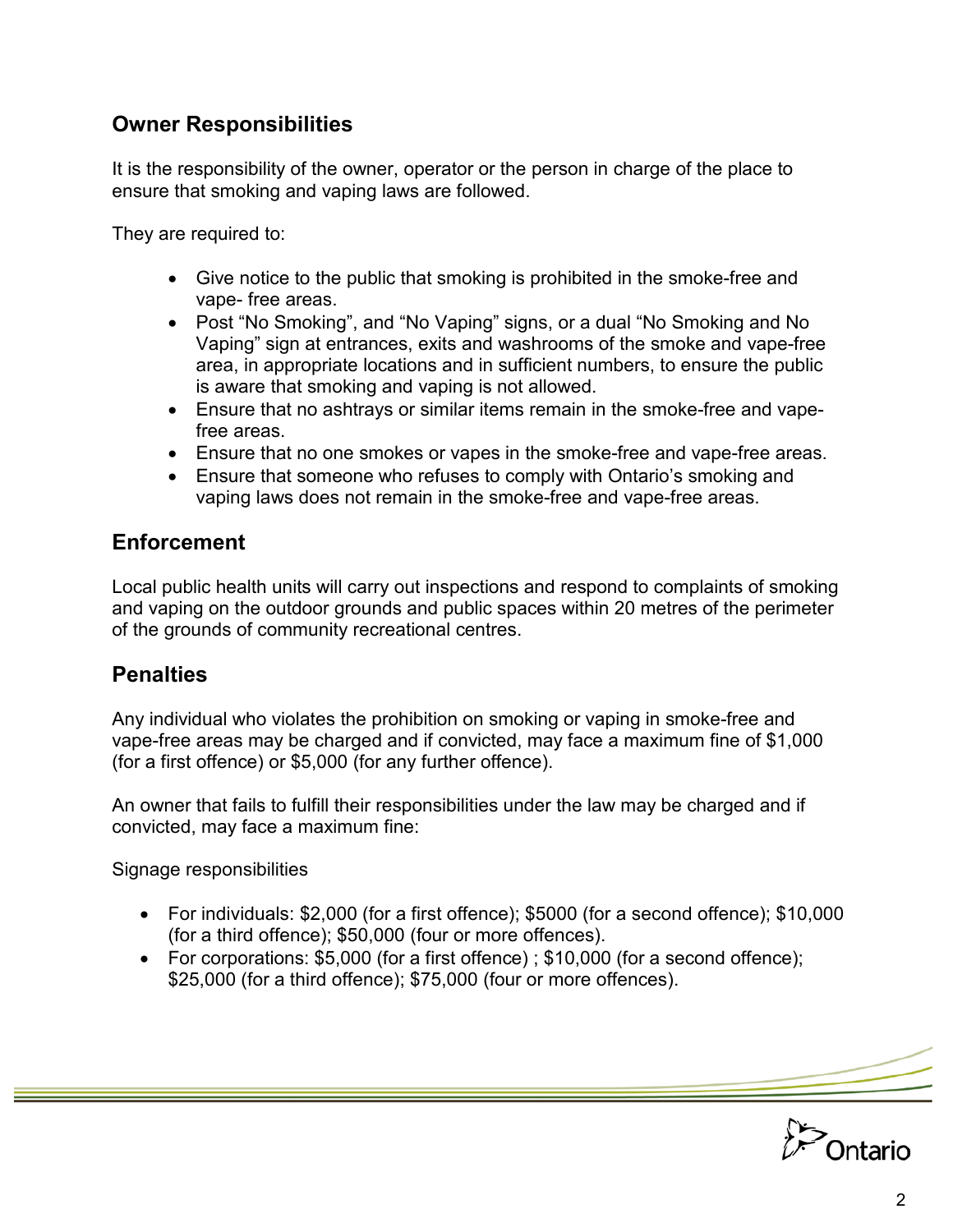## Owner Responsibilities

It is the responsibility of the owner, operator or the person in charge of the place to ensure that smoking and vaping laws are followed.

They are required to:

- Give notice to the public that smoking is prohibited in the smoke-free and vape- free areas.
- Post “No Smoking”, and “No Vaping” signs, or a dual “No Smoking and No Vaping” sign at entrances, exits and washrooms of the smoke and vape-free area, in appropriate locations and in sufficient numbers, to ensure the public is aware that smoking and vaping is not allowed.
- Ensure that no ashtrays or similar items remain in the smoke-free and vape-free areas.
- Ensure that no one smokes or vapes in the smoke-free and vape-free areas.
- Ensure that someone who refuses to comply with Ontario’s smoking and vaping laws does not remain in the smoke-free and vape-free areas.

## Enforcement

Local public health units will carry out inspections and respond to complaints of smoking and vaping on the outdoor grounds and public spaces within 20 metres of the perimeter of the grounds of community recreational centres.

## Penalties

Any individual who violates the prohibition on smoking or vaping in smoke-free and vape-free areas may be charged and if convicted, may face a maximum fine of $1,000 (for a first offence) or $5,000 (for any further offence).

An owner that fails to fulfill their responsibilities under the law may be charged and if convicted, may face a maximum fine:

Signage responsibilities

- For individuals: $2,000 (for a first offence); $5000 (for a second offence); $10,000 (for a third offence); $50,000 (four or more offences).
- For corporations: $5,000 (for a first offence) ; $10,000 (for a second offence); $25,000 (for a third offence); $75,000 (four or more offences).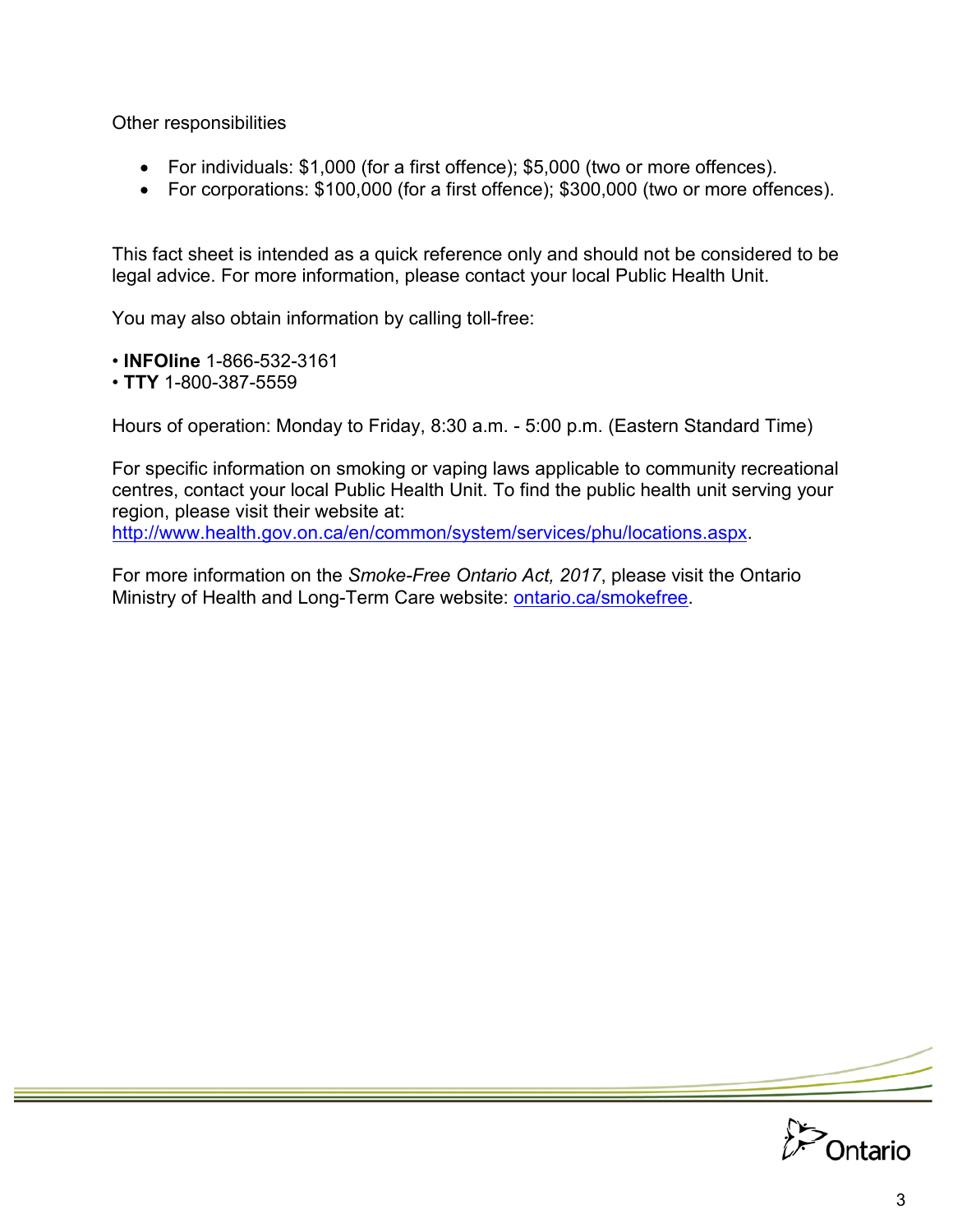Other responsibilities

- For individuals: $1,000 (for a first offence); $5,000 (two or more offences).
- For corporations: $100,000 (for a first offence); $300,000 (two or more offences).

This fact sheet is intended as a quick reference only and should not be considered to be legal advice. For more information, please contact your local Public Health Unit.

You may also obtain information by calling toll-free:

• **INFOline** 1-866-532-3161
• **TTY** 1-800-387-5559

Hours of operation: Monday to Friday, 8:30 a.m. - 5:00 p.m. (Eastern Standard Time)

For specific information on smoking or vaping laws applicable to community recreational centres, contact your local Public Health Unit. To find the public health unit serving your region, please visit their website at: http://www.health.gov.on.ca/en/common/system/services/phu/locations.aspx.

For more information on the *Smoke-Free Ontario Act, 2017*, please visit the Ontario Ministry of Health and Long-Term Care website: ontario.ca/smokefree.